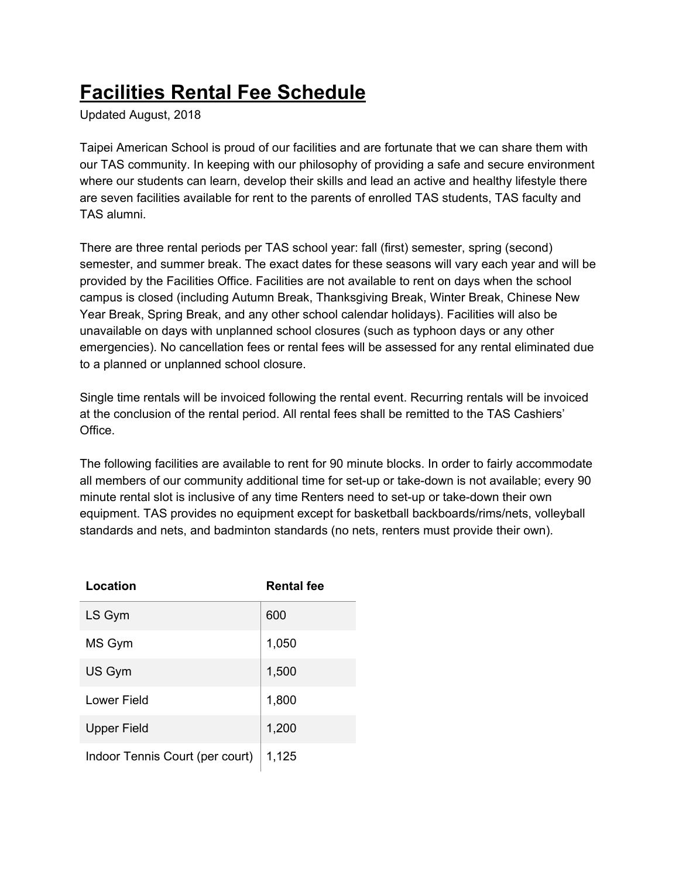# Facilities Rental Fee Schedule

Updated August, 2018

Taipei American School is proud of our facilities and are fortunate that we can share them with our TAS community. In keeping with our philosophy of providing a safe and secure environment where our students can learn, develop their skills and lead an active and healthy lifestyle there are seven facilities available for rent to the parents of enrolled TAS students, TAS faculty and TAS alumni.

There are three rental periods per TAS school year: fall (first) semester, spring (second) semester, and summer break. The exact dates for these seasons will vary each year and will be provided by the Facilities Office. Facilities are not available to rent on days when the school campus is closed (including Autumn Break, Thanksgiving Break, Winter Break, Chinese New Year Break, Spring Break, and any other school calendar holidays). Facilities will also be unavailable on days with unplanned school closures (such as typhoon days or any other emergencies). No cancellation fees or rental fees will be assessed for any rental eliminated due to a planned or unplanned school closure.

Single time rentals will be invoiced following the rental event. Recurring rentals will be invoiced at the conclusion of the rental period. All rental fees shall be remitted to the TAS Cashiers' Office.

The following facilities are available to rent for 90 minute blocks. In order to fairly accommodate all members of our community additional time for set-up or take-down is not available; every 90 minute rental slot is inclusive of any time Renters need to set-up or take-down their own equipment. TAS provides no equipment except for basketball backboards/rims/nets, volleyball standards and nets, and badminton standards (no nets, renters must provide their own).

| Location | Rental fee |
|---|---|
| LS Gym | 600 |
| MS Gym | 1,050 |
| US Gym | 1,500 |
| Lower Field | 1,800 |
| Upper Field | 1,200 |
| Indoor Tennis Court (per court) | 1,125 |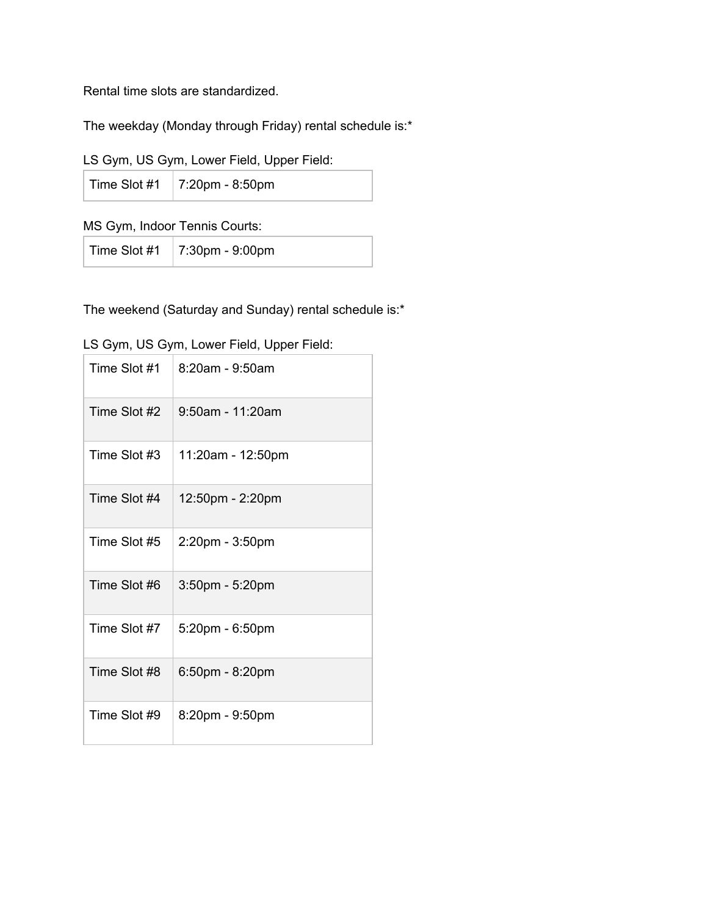Rental time slots are standardized.

The weekday (Monday through Friday) rental schedule is:*

LS Gym, US Gym, Lower Field, Upper Field:

| Time Slot #1 | 7:20pm - 8:50pm |
|---|---|

MS Gym, Indoor Tennis Courts:

| Time Slot #1 | 7:30pm - 9:00pm |
|---|---|

The weekend (Saturday and Sunday) rental schedule is:*

LS Gym, US Gym, Lower Field, Upper Field:

| Time Slot #1 | 8:20am - 9:50am |
|---|---|
| Time Slot #2 | 9:50am - 11:20am |
| Time Slot #3 | 11:20am - 12:50pm |
| Time Slot #4 | 12:50pm - 2:20pm |
| Time Slot #5 | 2:20pm - 3:50pm |
| Time Slot #6 | 3:50pm - 5:20pm |
| Time Slot #7 | 5:20pm - 6:50pm |
| Time Slot #8 | 6:50pm - 8:20pm |
| Time Slot #9 | 8:20pm - 9:50pm |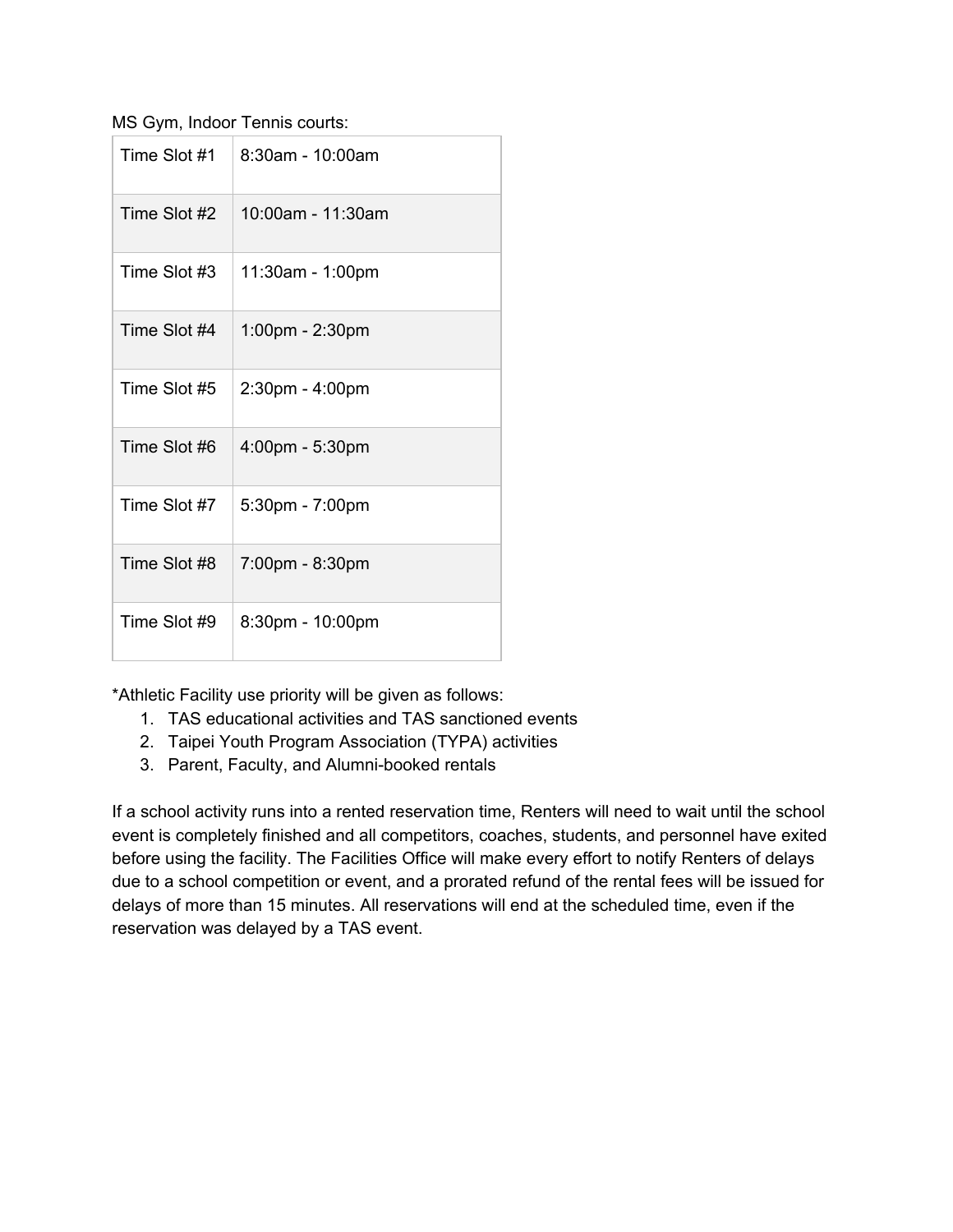MS Gym, Indoor Tennis courts:

| | |
|---|---|
| Time Slot #1 | 8:30am - 10:00am |
| Time Slot #2 | 10:00am - 11:30am |
| Time Slot #3 | 11:30am - 1:00pm |
| Time Slot #4 | 1:00pm - 2:30pm |
| Time Slot #5 | 2:30pm - 4:00pm |
| Time Slot #6 | 4:00pm - 5:30pm |
| Time Slot #7 | 5:30pm - 7:00pm |
| Time Slot #8 | 7:00pm - 8:30pm |
| Time Slot #9 | 8:30pm - 10:00pm |

*Athletic Facility use priority will be given as follows:

1. TAS educational activities and TAS sanctioned events
2. Taipei Youth Program Association (TYPA) activities
3. Parent, Faculty, and Alumni-booked rentals

If a school activity runs into a rented reservation time, Renters will need to wait until the school event is completely finished and all competitors, coaches, students, and personnel have exited before using the facility. The Facilities Office will make every effort to notify Renters of delays due to a school competition or event, and a prorated refund of the rental fees will be issued for delays of more than 15 minutes. All reservations will end at the scheduled time, even if the reservation was delayed by a TAS event.